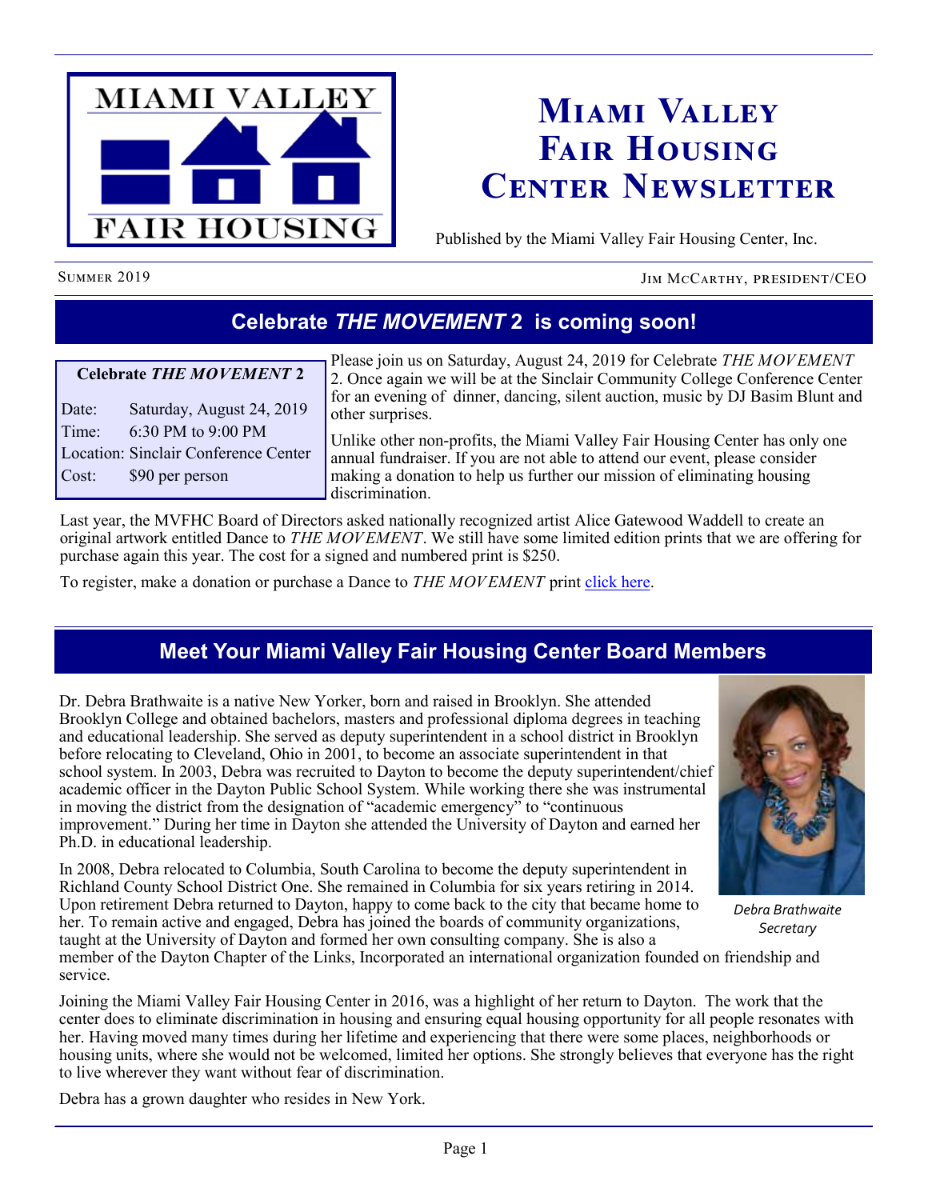# Miami Valley Fair Housing Center Newsletter

Published by the Miami Valley Fair Housing Center, Inc.

Summer 2019 — Jim McCarthy, President/CEO

## Celebrate *THE MOVEMENT* 2 is coming soon!

**Celebrate *THE MOVEMENT* 2**

| | |
|---|---|
| Date: | Saturday, August 24, 2019 |
| Time: | 6:30 PM to 9:00 PM |
| Location: | Sinclair Conference Center |
| Cost: | $90 per person |

Please join us on Saturday, August 24, 2019 for Celebrate *THE MOVEMENT* 2. Once again we will be at the Sinclair Community College Conference Center for an evening of dinner, dancing, silent auction, music by DJ Basim Blunt and other surprises.

Unlike other non-profits, the Miami Valley Fair Housing Center has only one annual fundraiser. If you are not able to attend our event, please consider making a donation to help us further our mission of eliminating housing discrimination.

Last year, the MVFHC Board of Directors asked nationally recognized artist Alice Gatewood Waddell to create an original artwork entitled Dance to *THE MOVEMENT*. We still have some limited edition prints that we are offering for purchase again this year. The cost for a signed and numbered print is $250.

To register, make a donation or purchase a Dance to *THE MOVEMENT* print click here.

## Meet Your Miami Valley Fair Housing Center Board Members

Dr. Debra Brathwaite is a native New Yorker, born and raised in Brooklyn. She attended Brooklyn College and obtained bachelors, masters and professional diploma degrees in teaching and educational leadership. She served as deputy superintendent in a school district in Brooklyn before relocating to Cleveland, Ohio in 2001, to become an associate superintendent in that school system. In 2003, Debra was recruited to Dayton to become the deputy superintendent/chief academic officer in the Dayton Public School System. While working there she was instrumental in moving the district from the designation of "academic emergency" to "continuous improvement." During her time in Dayton she attended the University of Dayton and earned her Ph.D. in educational leadership.

*Debra Brathwaite*
*Secretary*

In 2008, Debra relocated to Columbia, South Carolina to become the deputy superintendent in Richland County School District One. She remained in Columbia for six years retiring in 2014. Upon retirement Debra returned to Dayton, happy to come back to the city that became home to her. To remain active and engaged, Debra has joined the boards of community organizations, taught at the University of Dayton and formed her own consulting company. She is also a member of the Dayton Chapter of the Links, Incorporated an international organization founded on friendship and service.

Joining the Miami Valley Fair Housing Center in 2016, was a highlight of her return to Dayton. The work that the center does to eliminate discrimination in housing and ensuring equal housing opportunity for all people resonates with her. Having moved many times during her lifetime and experiencing that there were some places, neighborhoods or housing units, where she would not be welcomed, limited her options. She strongly believes that everyone has the right to live wherever they want without fear of discrimination.

Debra has a grown daughter who resides in New York.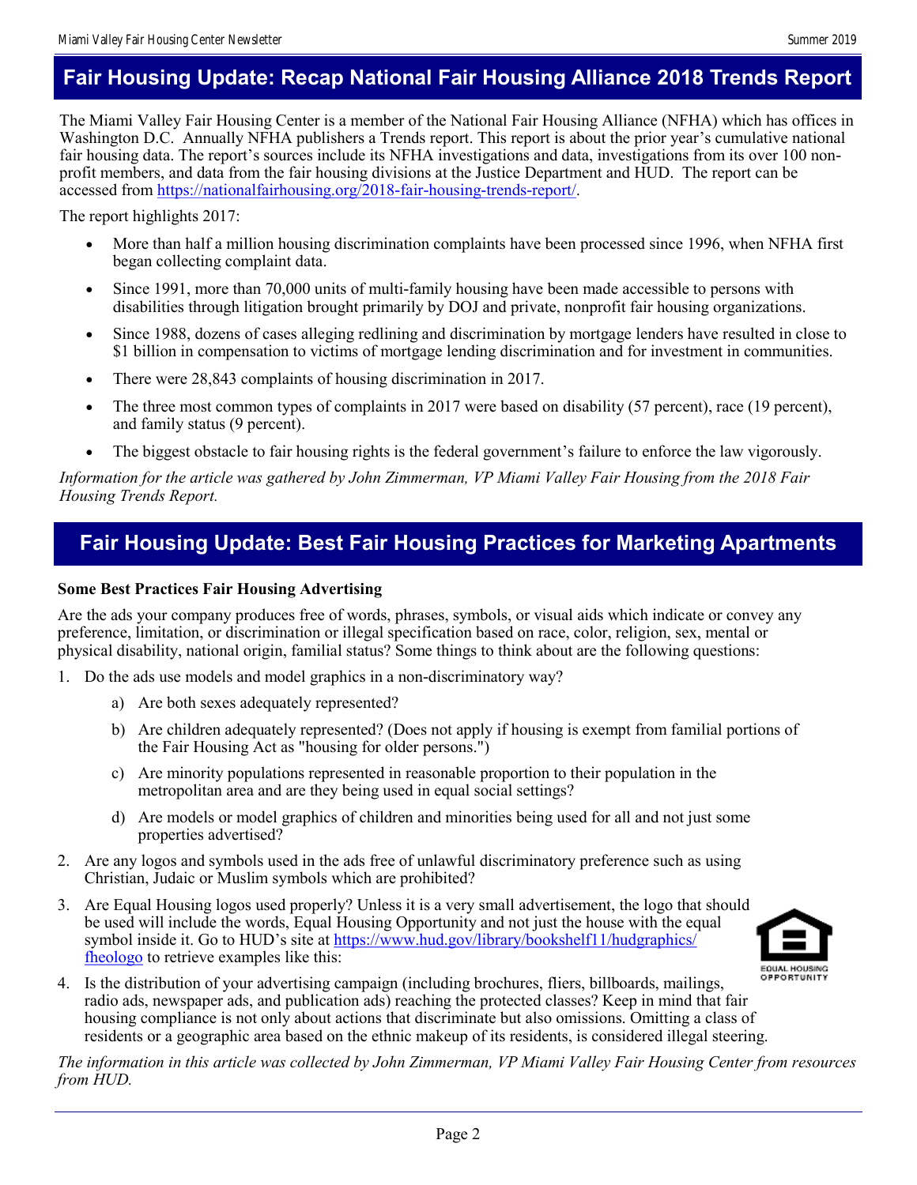## Fair Housing Update: Recap National Fair Housing Alliance 2018 Trends Report

The Miami Valley Fair Housing Center is a member of the National Fair Housing Alliance (NFHA) which has offices in Washington D.C. Annually NFHA publishers a Trends report. This report is about the prior year's cumulative national fair housing data. The report's sources include its NFHA investigations and data, investigations from its over 100 non-profit members, and data from the fair housing divisions at the Justice Department and HUD. The report can be accessed from https://nationalfairhousing.org/2018-fair-housing-trends-report/.

The report highlights 2017:

- More than half a million housing discrimination complaints have been processed since 1996, when NFHA first began collecting complaint data.
- Since 1991, more than 70,000 units of multi-family housing have been made accessible to persons with disabilities through litigation brought primarily by DOJ and private, nonprofit fair housing organizations.
- Since 1988, dozens of cases alleging redlining and discrimination by mortgage lenders have resulted in close to $1 billion in compensation to victims of mortgage lending discrimination and for investment in communities.
- There were 28,843 complaints of housing discrimination in 2017.
- The three most common types of complaints in 2017 were based on disability (57 percent), race (19 percent), and family status (9 percent).
- The biggest obstacle to fair housing rights is the federal government's failure to enforce the law vigorously.

*Information for the article was gathered by John Zimmerman, VP Miami Valley Fair Housing from the 2018 Fair Housing Trends Report.*

## Fair Housing Update: Best Fair Housing Practices for Marketing Apartments

**Some Best Practices Fair Housing Advertising**

Are the ads your company produces free of words, phrases, symbols, or visual aids which indicate or convey any preference, limitation, or discrimination or illegal specification based on race, color, religion, sex, mental or physical disability, national origin, familial status? Some things to think about are the following questions:

1. Do the ads use models and model graphics in a non-discriminatory way?
   a) Are both sexes adequately represented?
   b) Are children adequately represented? (Does not apply if housing is exempt from familial portions of the Fair Housing Act as "housing for older persons.")
   c) Are minority populations represented in reasonable proportion to their population in the metropolitan area and are they being used in equal social settings?
   d) Are models or model graphics of children and minorities being used for all and not just some properties advertised?
2. Are any logos and symbols used in the ads free of unlawful discriminatory preference such as using Christian, Judaic or Muslim symbols which are prohibited?
3. Are Equal Housing logos used properly? Unless it is a very small advertisement, the logo that should be used will include the words, Equal Housing Opportunity and not just the house with the equal symbol inside it. Go to HUD's site at https://www.hud.gov/library/bookshelf11/hudgraphics/fheologo to retrieve examples like this:

   EQUAL HOUSING OPPORTUNITY
4. Is the distribution of your advertising campaign (including brochures, fliers, billboards, mailings, radio ads, newspaper ads, and publication ads) reaching the protected classes? Keep in mind that fair housing compliance is not only about actions that discriminate but also omissions. Omitting a class of residents or a geographic area based on the ethnic makeup of its residents, is considered illegal steering.

*The information in this article was collected by John Zimmerman, VP Miami Valley Fair Housing Center from resources from HUD.*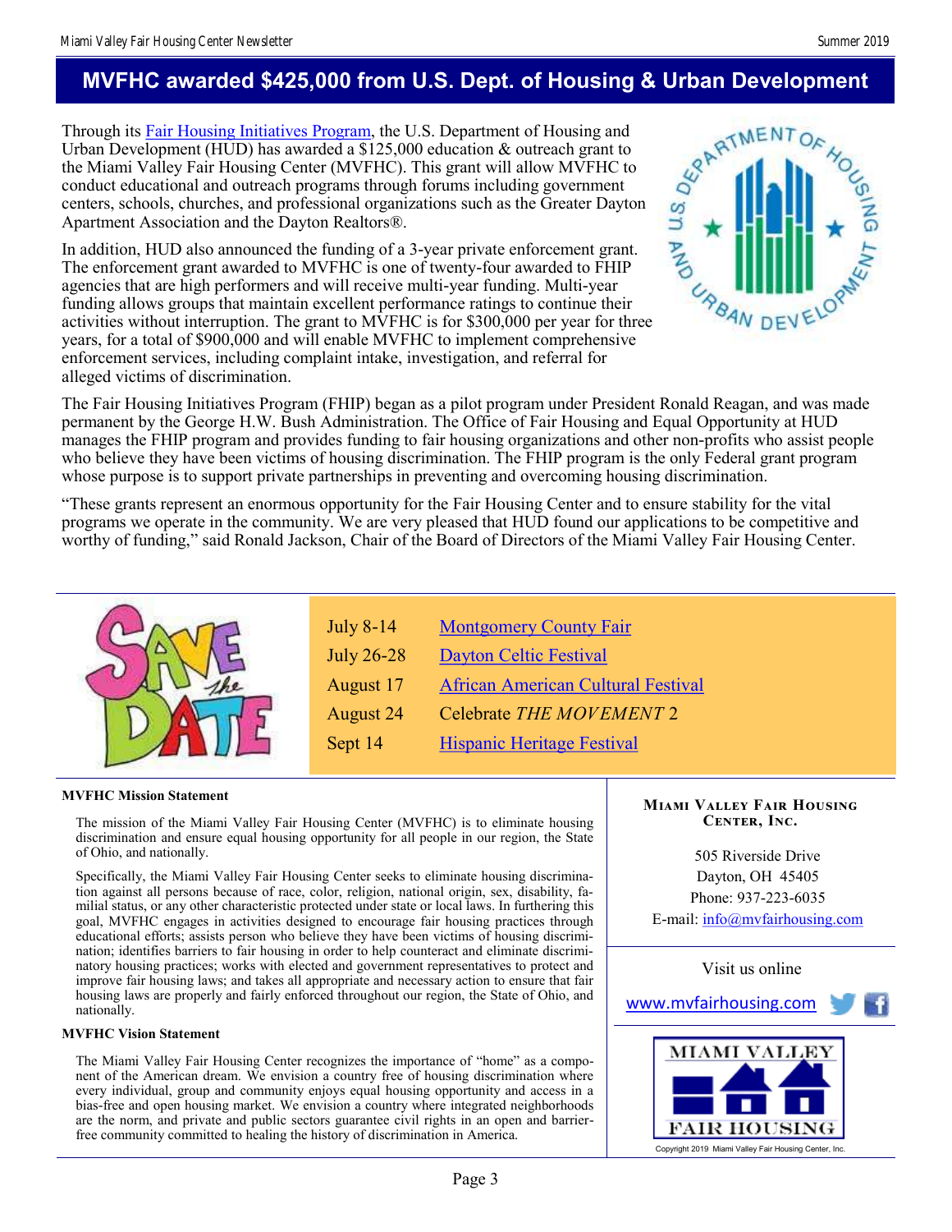# MVFHC awarded $425,000 from U.S. Dept. of Housing & Urban Development

Through its Fair Housing Initiatives Program, the U.S. Department of Housing and Urban Development (HUD) has awarded a $125,000 education & outreach grant to the Miami Valley Fair Housing Center (MVFHC). This grant will allow MVFHC to conduct educational and outreach programs through forums including government centers, schools, churches, and professional organizations such as the Greater Dayton Apartment Association and the Dayton Realtors®.

In addition, HUD also announced the funding of a 3-year private enforcement grant. The enforcement grant awarded to MVFHC is one of twenty-four awarded to FHIP agencies that are high performers and will receive multi-year funding. Multi-year funding allows groups that maintain excellent performance ratings to continue their activities without interruption. The grant to MVFHC is for $300,000 per year for three years, for a total of $900,000 and will enable MVFHC to implement comprehensive enforcement services, including complaint intake, investigation, and referral for alleged victims of discrimination.

The Fair Housing Initiatives Program (FHIP) began as a pilot program under President Ronald Reagan, and was made permanent by the George H.W. Bush Administration. The Office of Fair Housing and Equal Opportunity at HUD manages the FHIP program and provides funding to fair housing organizations and other non-profits who assist people who believe they have been victims of housing discrimination. The FHIP program is the only Federal grant program whose purpose is to support private partnerships in preventing and overcoming housing discrimination.

"These grants represent an enormous opportunity for the Fair Housing Center and to ensure stability for the vital programs we operate in the community. We are very pleased that HUD found our applications to be competitive and worthy of funding," said Ronald Jackson, Chair of the Board of Directors of the Miami Valley Fair Housing Center.

## Save the Date

| | |
|---|---|
| July 8-14 | Montgomery County Fair |
| July 26-28 | Dayton Celtic Festival |
| August 17 | African American Cultural Festival |
| August 24 | Celebrate *THE MOVEMENT* 2 |
| Sept 14 | Hispanic Heritage Festival |

**MVFHC Mission Statement**

The mission of the Miami Valley Fair Housing Center (MVFHC) is to eliminate housing discrimination and ensure equal housing opportunity for all people in our region, the State of Ohio, and nationally.

Specifically, the Miami Valley Fair Housing Center seeks to eliminate housing discrimination against all persons because of race, color, religion, national origin, sex, disability, familial status, or any other characteristic protected under state or local laws. In furthering this goal, MVFHC engages in activities designed to encourage fair housing practices through educational efforts; assists person who believe they have been victims of housing discrimination; identifies barriers to fair housing in order to help counteract and eliminate discriminatory housing practices; works with elected and government representatives to protect and improve fair housing laws; and takes all appropriate and necessary action to ensure that fair housing laws are properly and fairly enforced throughout our region, the State of Ohio, and nationally.

**MVFHC Vision Statement**

The Miami Valley Fair Housing Center recognizes the importance of "home" as a component of the American dream. We envision a country free of housing discrimination where every individual, group and community enjoys equal housing opportunity and access in a bias-free and open housing market. We envision a country where integrated neighborhoods are the norm, and private and public sectors guarantee civil rights in an open and barrier-free community committed to healing the history of discrimination in America.

**Miami Valley Fair Housing Center, Inc.**

505 Riverside Drive
Dayton, OH 45405
Phone: 937-223-6035
E-mail: info@mvfairhousing.com

Visit us online

www.mvfairhousing.com

Copyright 2019 Miami Valley Fair Housing Center, Inc.